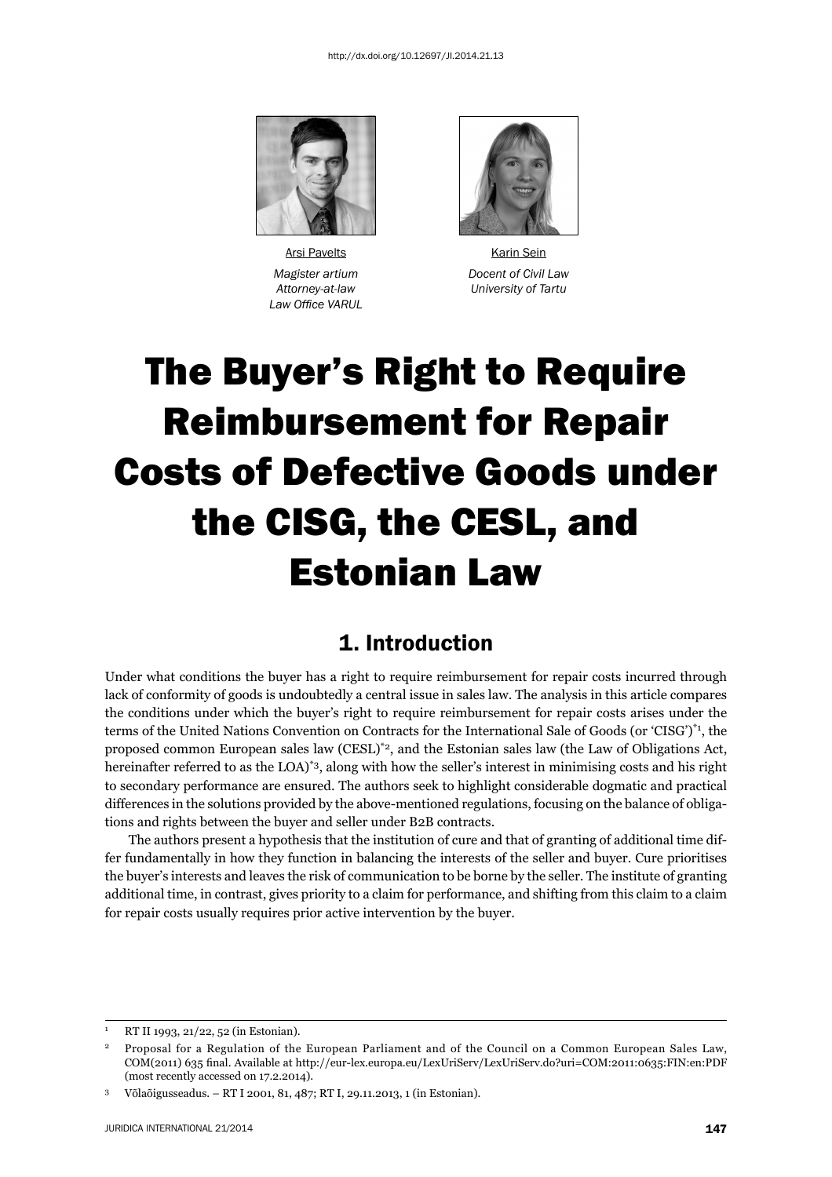http://dx.doi.org/10.12697/JI.2014.21.13

Arsi Pavelts

*Magister artium*
*Attorney-at-law*
*Law Office VARUL*

Karin Sein

*Docent of Civil Law*
*University of Tartu*

# The Buyer's Right to Require Reimbursement for Repair Costs of Defective Goods under the CISG, the CESL, and Estonian Law

## 1. Introduction

Under what conditions the buyer has a right to require reimbursement for repair costs incurred through lack of conformity of goods is undoubtedly a central issue in sales law. The analysis in this article compares the conditions under which the buyer's right to require reimbursement for repair costs arises under the terms of the United Nations Convention on Contracts for the International Sale of Goods (or 'CISG')*[1], the proposed common European sales law (CESL)*[2], and the Estonian sales law (the Law of Obligations Act, hereinafter referred to as the LOA)*[3], along with how the seller's interest in minimising costs and his right to secondary performance are ensured. The authors seek to highlight considerable dogmatic and practical differences in the solutions provided by the above-mentioned regulations, focusing on the balance of obligations and rights between the buyer and seller under B2B contracts.

The authors present a hypothesis that the institution of cure and that of granting of additional time differ fundamentally in how they function in balancing the interests of the seller and buyer. Cure prioritises the buyer's interests and leaves the risk of communication to be borne by the seller. The institute of granting additional time, in contrast, gives priority to a claim for performance, and shifting from this claim to a claim for repair costs usually requires prior active intervention by the buyer.

---

[1] RT II 1993, 21/22, 52 (in Estonian).

[2] Proposal for a Regulation of the European Parliament and of the Council on a Common European Sales Law, COM(2011) 635 final. Available at http://eur-lex.europa.eu/LexUriServ/LexUriServ.do?uri=COM:2011:0635:FIN:en:PDF (most recently accessed on 17.2.2014).

[3] Võlaõigusseadus. – RT I 2001, 81, 487; RT I, 29.11.2013, 1 (in Estonian).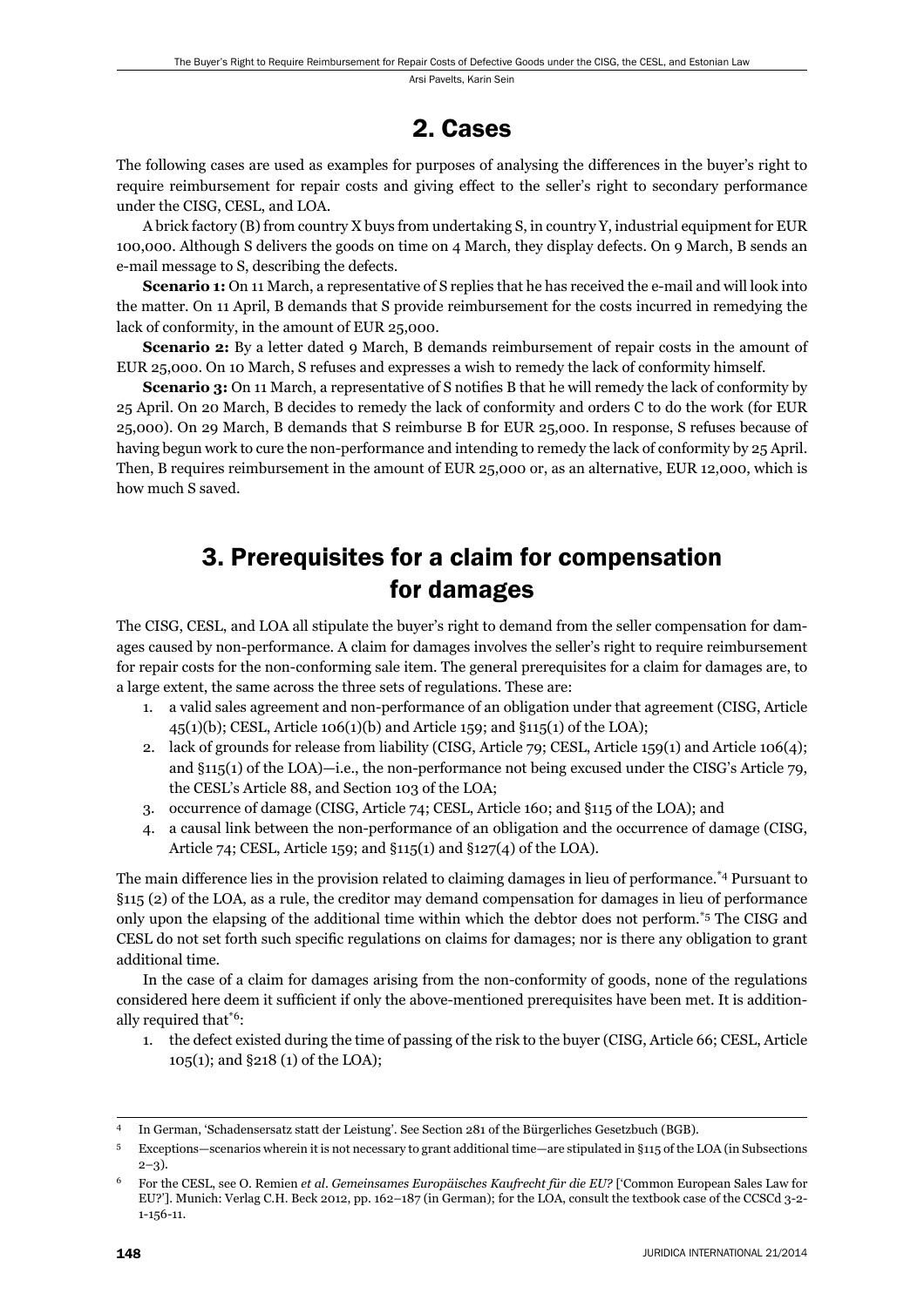## 2. Cases

The following cases are used as examples for purposes of analysing the differences in the buyer's right to require reimbursement for repair costs and giving effect to the seller's right to secondary performance under the CISG, CESL, and LOA.

A brick factory (B) from country X buys from undertaking S, in country Y, industrial equipment for EUR 100,000. Although S delivers the goods on time on 4 March, they display defects. On 9 March, B sends an e-mail message to S, describing the defects.

**Scenario 1:** On 11 March, a representative of S replies that he has received the e-mail and will look into the matter. On 11 April, B demands that S provide reimbursement for the costs incurred in remedying the lack of conformity, in the amount of EUR 25,000.

**Scenario 2:** By a letter dated 9 March, B demands reimbursement of repair costs in the amount of EUR 25,000. On 10 March, S refuses and expresses a wish to remedy the lack of conformity himself.

**Scenario 3:** On 11 March, a representative of S notifies B that he will remedy the lack of conformity by 25 April. On 20 March, B decides to remedy the lack of conformity and orders C to do the work (for EUR 25,000). On 29 March, B demands that S reimburse B for EUR 25,000. In response, S refuses because of having begun work to cure the non-performance and intending to remedy the lack of conformity by 25 April. Then, B requires reimbursement in the amount of EUR 25,000 or, as an alternative, EUR 12,000, which is how much S saved.

## 3. Prerequisites for a claim for compensation for damages

The CISG, CESL, and LOA all stipulate the buyer's right to demand from the seller compensation for damages caused by non-performance. A claim for damages involves the seller's right to require reimbursement for repair costs for the non-conforming sale item. The general prerequisites for a claim for damages are, to a large extent, the same across the three sets of regulations. These are:

1. a valid sales agreement and non-performance of an obligation under that agreement (CISG, Article 45(1)(b); CESL, Article 106(1)(b) and Article 159; and §115(1) of the LOA);
2. lack of grounds for release from liability (CISG, Article 79; CESL, Article 159(1) and Article 106(4); and §115(1) of the LOA)—i.e., the non-performance not being excused under the CISG's Article 79, the CESL's Article 88, and Section 103 of the LOA;
3. occurrence of damage (CISG, Article 74; CESL, Article 160; and §115 of the LOA); and
4. a causal link between the non-performance of an obligation and the occurrence of damage (CISG, Article 74; CESL, Article 159; and §115(1) and §127(4) of the LOA).

The main difference lies in the provision related to claiming damages in lieu of performance.[*4] Pursuant to §115 (2) of the LOA, as a rule, the creditor may demand compensation for damages in lieu of performance only upon the elapsing of the additional time within which the debtor does not perform.[*5] The CISG and CESL do not set forth such specific regulations on claims for damages; nor is there any obligation to grant additional time.

In the case of a claim for damages arising from the non-conformity of goods, none of the regulations considered here deem it sufficient if only the above-mentioned prerequisites have been met. It is additionally required that[*6]:

1. the defect existed during the time of passing of the risk to the buyer (CISG, Article 66; CESL, Article 105(1); and §218 (1) of the LOA);

---

4 In German, 'Schadensersatz statt der Leistung'. See Section 281 of the Bürgerliches Gesetzbuch (BGB).

5 Exceptions—scenarios wherein it is not necessary to grant additional time—are stipulated in §115 of the LOA (in Subsections 2–3).

6 For the CESL, see O. Remien *et al*. *Gemeinsames Europäisches Kaufrecht für die EU?* ['Common European Sales Law for EU?']. Munich: Verlag C.H. Beck 2012, pp. 162–187 (in German); for the LOA, consult the textbook case of the CCSCd 3-2-1-156-11.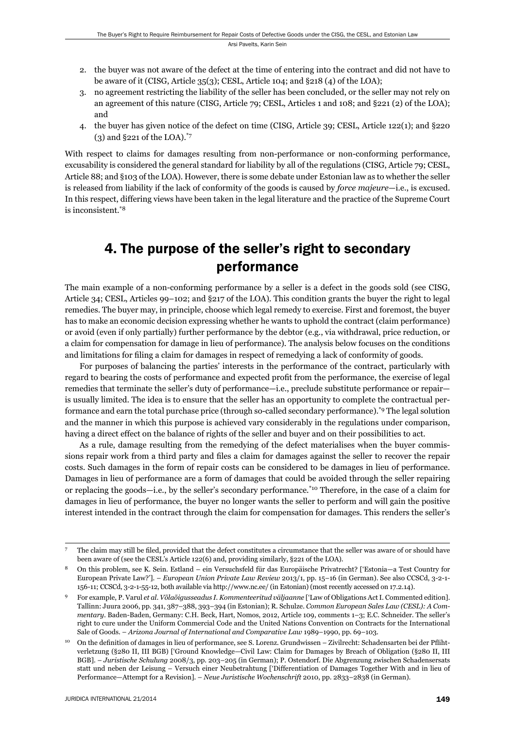2. the buyer was not aware of the defect at the time of entering into the contract and did not have to be aware of it (CISG, Article 35(3); CESL, Article 104; and §218 (4) of the LOA);
3. no agreement restricting the liability of the seller has been concluded, or the seller may not rely on an agreement of this nature (CISG, Article 79; CESL, Articles 1 and 108; and §221 (2) of the LOA); and
4. the buyer has given notice of the defect on time (CISG, Article 39; CESL, Article 122(1); and §220 (3) and §221 of the LOA).[*7]

With respect to claims for damages resulting from non-performance or non-conforming performance, excusability is considered the general standard for liability by all of the regulations (CISG, Article 79; CESL, Article 88; and §103 of the LOA). However, there is some debate under Estonian law as to whether the seller is released from liability if the lack of conformity of the goods is caused by *force majeure*—i.e., is excused. In this respect, differing views have been taken in the legal literature and the practice of the Supreme Court is inconsistent.[*8]

## 4. The purpose of the seller's right to secondary performance

The main example of a non-conforming performance by a seller is a defect in the goods sold (see CISG, Article 34; CESL, Articles 99–102; and §217 of the LOA). This condition grants the buyer the right to legal remedies. The buyer may, in principle, choose which legal remedy to exercise. First and foremost, the buyer has to make an economic decision expressing whether he wants to uphold the contract (claim performance) or avoid (even if only partially) further performance by the debtor (e.g., via withdrawal, price reduction, or a claim for compensation for damage in lieu of performance). The analysis below focuses on the conditions and limitations for filing a claim for damages in respect of remedying a lack of conformity of goods.

For purposes of balancing the parties' interests in the performance of the contract, particularly with regard to bearing the costs of performance and expected profit from the performance, the exercise of legal remedies that terminate the seller's duty of performance—i.e., preclude substitute performance or repair—is usually limited. The idea is to ensure that the seller has an opportunity to complete the contractual performance and earn the total purchase price (through so-called secondary performance).[*9] The legal solution and the manner in which this purpose is achieved vary considerably in the regulations under comparison, having a direct effect on the balance of rights of the seller and buyer and on their possibilities to act.

As a rule, damage resulting from the remedying of the defect materialises when the buyer commissions repair work from a third party and files a claim for damages against the seller to recover the repair costs. Such damages in the form of repair costs can be considered to be damages in lieu of performance. Damages in lieu of performance are a form of damages that could be avoided through the seller repairing or replacing the goods—i.e., by the seller's secondary performance.[*10] Therefore, in the case of a claim for damages in lieu of performance, the buyer no longer wants the seller to perform and will gain the positive interest intended in the contract through the claim for compensation for damages. This renders the seller's

---

[7] The claim may still be filed, provided that the defect constitutes a circumstance that the seller was aware of or should have been aware of (see the CESL's Article 122(6) and, providing similarly, §221 of the LOA).

[8] On this problem, see K. Sein. Estland – ein Versuchsfeld für das Europäische Privatrecht? ['Estonia—a Test Country for European Private Law?']. – *European Union Private Law Review* 2013/1, pp. 15–16 (in German). See also CCSCd, 3-2-1-156-11; CCSCd, 3-2-1-55-12, both available via http://www.nc.ee/ (in Estonian) (most recently accessed on 17.2.14).

[9] For example, P. Varul *et al*. *Võlaõigusseadus I. Kommenteeritud väljaanne* ['Law of Obligations Act I. Commented edition]. Tallinn: Juura 2006, pp. 341, 387–388, 393–394 (in Estonian); R. Schulze. *Common European Sales Law (CESL): A Commentary*. Baden-Baden, Germany: C.H. Beck, Hart, Nomos, 2012, Article 109, comments 1–3; E.C. Schneider. The seller's right to cure under the Uniform Commercial Code and the United Nations Convention on Contracts for the International Sale of Goods. – *Arizona Journal of International and Comparative Law* 1989–1990, pp. 69–103.

[10] On the definition of damages in lieu of performance, see S. Lorenz. Grundwissen – Zivilrecht: Schadensarten bei der Pflichtverletzung (§280 II, III BGB) ['Ground Knowledge—Civil Law: Claim for Damages by Breach of Obligation (§280 II, III BGB]. – *Juristische Schulung* 2008/3, pp. 203–205 (in German); P. Ostendorf. Die Abgrenzung zwischen Schadensersats statt und neben der Leisung – Versuch einer Neubetrahtung ['Differentiation of Damages Together With and in lieu of Performance—Attempt for a Revision]. – *Neue Juristische Wochenschrift* 2010, pp. 2833–2838 (in German).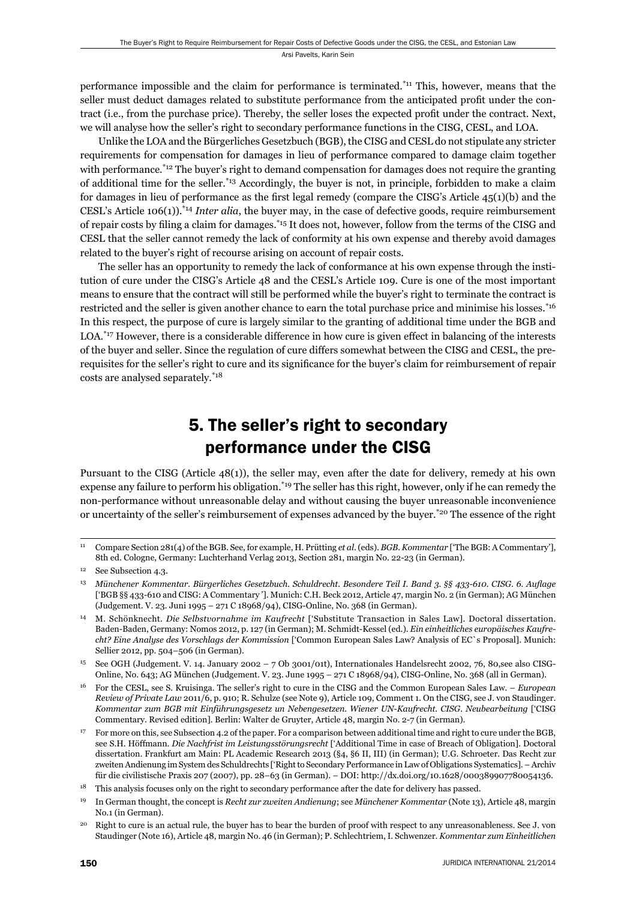performance impossible and the claim for performance is terminated.[*11] This, however, means that the seller must deduct damages related to substitute performance from the anticipated profit under the contract (i.e., from the purchase price). Thereby, the seller loses the expected profit under the contract. Next, we will analyse how the seller's right to secondary performance functions in the CISG, CESL, and LOA.

Unlike the LOA and the Bürgerliches Gesetzbuch (BGB), the CISG and CESL do not stipulate any stricter requirements for compensation for damages in lieu of performance compared to damage claim together with performance.[*12] The buyer's right to demand compensation for damages does not require the granting of additional time for the seller.[*13] Accordingly, the buyer is not, in principle, forbidden to make a claim for damages in lieu of performance as the first legal remedy (compare the CISG's Article 45(1)(b) and the CESL's Article 106(1)).[*14] *Inter alia*, the buyer may, in the case of defective goods, require reimbursement of repair costs by filing a claim for damages.[*15] It does not, however, follow from the terms of the CISG and CESL that the seller cannot remedy the lack of conformity at his own expense and thereby avoid damages related to the buyer's right of recourse arising on account of repair costs.

The seller has an opportunity to remedy the lack of conformance at his own expense through the institution of cure under the CISG's Article 48 and the CESL's Article 109. Cure is one of the most important means to ensure that the contract will still be performed while the buyer's right to terminate the contract is restricted and the seller is given another chance to earn the total purchase price and minimise his losses.[*16] In this respect, the purpose of cure is largely similar to the granting of additional time under the BGB and LOA.[*17] However, there is a considerable difference in how cure is given effect in balancing of the interests of the buyer and seller. Since the regulation of cure differs somewhat between the CISG and CESL, the prerequisites for the seller's right to cure and its significance for the buyer's claim for reimbursement of repair costs are analysed separately.[*18]

## 5. The seller's right to secondary performance under the CISG

Pursuant to the CISG (Article 48(1)), the seller may, even after the date for delivery, remedy at his own expense any failure to perform his obligation.[*19] The seller has this right, however, only if he can remedy the non-performance without unreasonable delay and without causing the buyer unreasonable inconvenience or uncertainty of the seller's reimbursement of expenses advanced by the buyer.[*20] The essence of the right

---

[11] Compare Section 281(4) of the BGB. See, for example, H. Prütting *et al.* (eds). *BGB. Kommentar* ['The BGB: A Commentary'], 8th ed. Cologne, Germany: Luchterhand Verlag 2013, Section 281, margin No. 22-23 (in German).

[12] See Subsection 4.3.

[13] *Münchener Kommentar. Bürgerliches Gesetzbuch. Schuldrecht. Besondere Teil I. Band 3. §§ 433-610. CISG. 6. Auflage* ['BGB §§ 433-610 and CISG: A Commentary']. Munich: C.H. Beck 2012, Article 47, margin No. 2 (in German); AG München (Judgement. V. 23. Juni 1995 – 271 C 18968/94), CISG-Online, No. 368 (in German).

[14] M. Schönknecht. *Die Selbstvornahme im Kaufrecht* ['Substitute Transaction in Sales Law]. Doctoral dissertation. Baden-Baden, Germany: Nomos 2012, p. 127 (in German); M. Schmidt-Kessel (ed.). *Ein einheitliches europäisches Kaufrecht? Eine Analyse des Vorschlags der Kommission* ['Common European Sales Law? Analysis of EC`s Proposal]. Munich: Sellier 2012, pp. 504–506 (in German).

[15] See OGH (Judgement. V. 14. January 2002 – 7 Ob 3001/01t), Internationales Handelsrecht 2002, 76, 80,see also CISG-Online, No. 643; AG München (Judgement. V. 23. June 1995 – 271 C 18968/94), CISG-Online, No. 368 (all in German).

[16] For the CESL, see S. Kruisinga. The seller's right to cure in the CISG and the Common European Sales Law. – *European Review of Private Law* 2011/6, p. 910; R. Schulze (see Note 9), Article 109, Comment 1. On the CISG, see J. von Staudinger. *Kommentar zum BGB mit Einführungsgesetz un Nebengesetzen. Wiener UN-Kaufrecht. CISG. Neubearbeitung* ['CISG Commentary. Revised edition]. Berlin: Walter de Gruyter, Article 48, margin No. 2-7 (in German).

[17] For more on this, see Subsection 4.2 of the paper. For a comparison between additional time and right to cure under the BGB, see S.H. Höffmann. *Die Nachfrist im Leistungsstörungsrecht* ['Additional Time in case of Breach of Obligation]. Doctoral dissertation. Frankfurt am Main: PL Academic Research 2013 (§4, §6 II, III) (in German); U.G. Schroeter. Das Recht zur zweiten Andienung im System des Schuldrechts ['Right to Secondary Performance in Law of Obligations Systematics]. – Archiv für die civilistische Praxis 207 (2007), pp. 28–63 (in German). – DOI: http://dx.doi.org/10.1628/000389907780054136.

[18] This analysis focuses only on the right to secondary performance after the date for delivery has passed.

[19] In German thought, the concept is *Recht zur zweiten Andienung*; see *Münchener Kommentar* (Note 13), Article 48, margin No.1 (in German).

[20] Right to cure is an actual rule, the buyer has to bear the burden of proof with respect to any unreasonableness. See J. von Staudinger (Note 16), Article 48, margin No. 46 (in German); P. Schlechtriem, I. Schwenzer. *Kommentar zum Einheitlichen*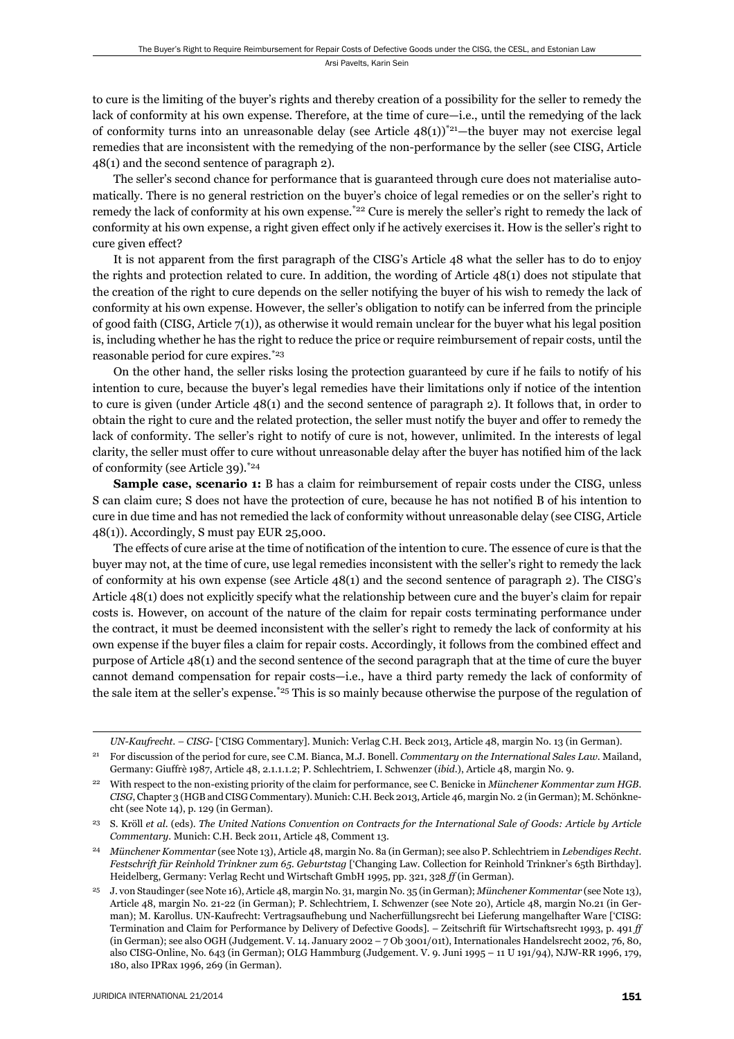to cure is the limiting of the buyer's rights and thereby creation of a possibility for the seller to remedy the lack of conformity at his own expense. Therefore, at the time of cure—i.e., until the remedying of the lack of conformity turns into an unreasonable delay (see Article 48(1))[*21]—the buyer may not exercise legal remedies that are inconsistent with the remedying of the non-performance by the seller (see CISG, Article 48(1) and the second sentence of paragraph 2).

The seller's second chance for performance that is guaranteed through cure does not materialise automatically. There is no general restriction on the buyer's choice of legal remedies or on the seller's right to remedy the lack of conformity at his own expense.[*22] Cure is merely the seller's right to remedy the lack of conformity at his own expense, a right given effect only if he actively exercises it. How is the seller's right to cure given effect?

It is not apparent from the first paragraph of the CISG's Article 48 what the seller has to do to enjoy the rights and protection related to cure. In addition, the wording of Article 48(1) does not stipulate that the creation of the right to cure depends on the seller notifying the buyer of his wish to remedy the lack of conformity at his own expense. However, the seller's obligation to notify can be inferred from the principle of good faith (CISG, Article 7(1)), as otherwise it would remain unclear for the buyer what his legal position is, including whether he has the right to reduce the price or require reimbursement of repair costs, until the reasonable period for cure expires.[*23]

On the other hand, the seller risks losing the protection guaranteed by cure if he fails to notify of his intention to cure, because the buyer's legal remedies have their limitations only if notice of the intention to cure is given (under Article 48(1) and the second sentence of paragraph 2). It follows that, in order to obtain the right to cure and the related protection, the seller must notify the buyer and offer to remedy the lack of conformity. The seller's right to notify of cure is not, however, unlimited. In the interests of legal clarity, the seller must offer to cure without unreasonable delay after the buyer has notified him of the lack of conformity (see Article 39).[*24]

**Sample case, scenario 1:** B has a claim for reimbursement of repair costs under the CISG, unless S can claim cure; S does not have the protection of cure, because he has not notified B of his intention to cure in due time and has not remedied the lack of conformity without unreasonable delay (see CISG, Article 48(1)). Accordingly, S must pay EUR 25,000.

The effects of cure arise at the time of notification of the intention to cure. The essence of cure is that the buyer may not, at the time of cure, use legal remedies inconsistent with the seller's right to remedy the lack of conformity at his own expense (see Article 48(1) and the second sentence of paragraph 2). The CISG's Article 48(1) does not explicitly specify what the relationship between cure and the buyer's claim for repair costs is. However, on account of the nature of the claim for repair costs terminating performance under the contract, it must be deemed inconsistent with the seller's right to remedy the lack of conformity at his own expense if the buyer files a claim for repair costs. Accordingly, it follows from the combined effect and purpose of Article 48(1) and the second sentence of the second paragraph that at the time of cure the buyer cannot demand compensation for repair costs—i.e., have a third party remedy the lack of conformity of the sale item at the seller's expense.[*25] This is so mainly because otherwise the purpose of the regulation of

---

*UN-Kaufrecht. – CISG-* ['CISG Commentary]. Munich: Verlag C.H. Beck 2013, Article 48, margin No. 13 (in German).

21 For discussion of the period for cure, see C.M. Bianca, M.J. Bonell. *Commentary on the International Sales Law*. Mailand, Germany: Giuffrè 1987, Article 48, 2.1.1.1.2; P. Schlechtriem, I. Schwenzer (*ibid.*), Article 48, margin No. 9.

22 With respect to the non-existing priority of the claim for performance, see C. Benicke in *Münchener Kommentar zum HGB. CISG*, Chapter 3 (HGB and CISG Commentary). Munich: C.H. Beck 2013, Article 46, margin No. 2 (in German); M. Schönknecht (see Note 14), p. 129 (in German).

23 S. Kröll *et al.* (eds). *The United Nations Convention on Contracts for the International Sale of Goods: Article by Article Commentary*. Munich: C.H. Beck 2011, Article 48, Comment 13.

24 *Münchener Kommentar* (see Note 13), Article 48, margin No. 8a (in German); see also P. Schlechtriem in *Lebendiges Recht. Festschrift für Reinhold Trinkner zum 65. Geburtstag* ['Changing Law. Collection for Reinhold Trinkner's 65th Birthday]. Heidelberg, Germany: Verlag Recht und Wirtschaft GmbH 1995, pp. 321, 328 *ff* (in German).

25 J. von Staudinger (see Note 16), Article 48, margin No. 31, margin No. 35 (in German); *Münchener Kommentar* (see Note 13), Article 48, margin No. 21-22 (in German); P. Schlechtriem, I. Schwenzer (see Note 20), Article 48, margin No.21 (in German); M. Karollus. UN-Kaufrecht: Vertragsaufhebung und Nacherfüllungsrecht bei Lieferung mangelhafter Ware ['CISG: Termination and Claim for Performance by Delivery of Defective Goods]. – Zeitschrift für Wirtschaftsrecht 1993, p. 491 *ff* (in German); see also OGH (Judgement. V. 14. January 2002 – 7 Ob 3001/01t), Internationales Handelsrecht 2002, 76, 80, also CISG-Online, No. 643 (in German); OLG Hammburg (Judgement. V. 9. Juni 1995 – 11 U 191/94), NJW-RR 1996, 179, 180, also IPRax 1996, 269 (in German).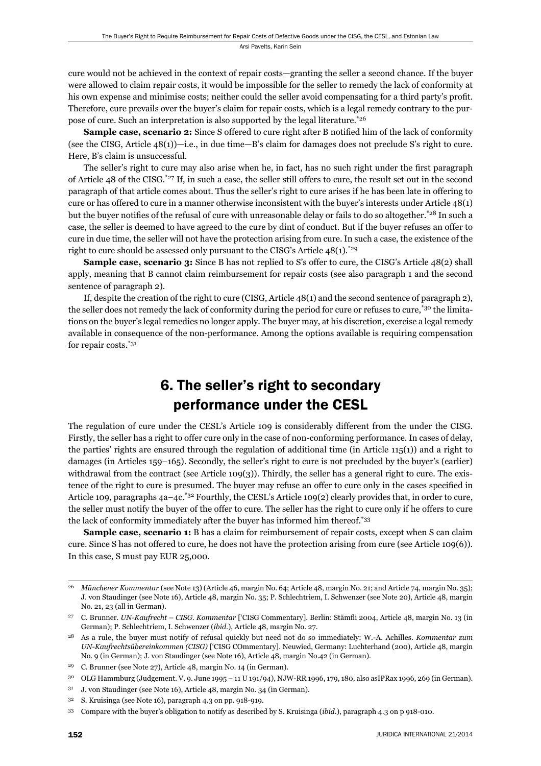cure would not be achieved in the context of repair costs—granting the seller a second chance. If the buyer were allowed to claim repair costs, it would be impossible for the seller to remedy the lack of conformity at his own expense and minimise costs; neither could the seller avoid compensating for a third party's profit. Therefore, cure prevails over the buyer's claim for repair costs, which is a legal remedy contrary to the purpose of cure. Such an interpretation is also supported by the legal literature.[*26]

**Sample case, scenario 2:** Since S offered to cure right after B notified him of the lack of conformity (see the CISG, Article 48(1))—i.e., in due time—B's claim for damages does not preclude S's right to cure. Here, B's claim is unsuccessful.

The seller's right to cure may also arise when he, in fact, has no such right under the first paragraph of Article 48 of the CISG.[*27] If, in such a case, the seller still offers to cure, the result set out in the second paragraph of that article comes about. Thus the seller's right to cure arises if he has been late in offering to cure or has offered to cure in a manner otherwise inconsistent with the buyer's interests under Article 48(1) but the buyer notifies of the refusal of cure with unreasonable delay or fails to do so altogether.[*28] In such a case, the seller is deemed to have agreed to the cure by dint of conduct. But if the buyer refuses an offer to cure in due time, the seller will not have the protection arising from cure. In such a case, the existence of the right to cure should be assessed only pursuant to the CISG's Article 48(1).[*29]

**Sample case, scenario 3:** Since B has not replied to S's offer to cure, the CISG's Article 48(2) shall apply, meaning that B cannot claim reimbursement for repair costs (see also paragraph 1 and the second sentence of paragraph 2).

If, despite the creation of the right to cure (CISG, Article 48(1) and the second sentence of paragraph 2), the seller does not remedy the lack of conformity during the period for cure or refuses to cure,[*30] the limitations on the buyer's legal remedies no longer apply. The buyer may, at his discretion, exercise a legal remedy available in consequence of the non-performance. Among the options available is requiring compensation for repair costs.[*31]

## 6. The seller's right to secondary performance under the CESL

The regulation of cure under the CESL's Article 109 is considerably different from the under the CISG. Firstly, the seller has a right to offer cure only in the case of non-conforming performance. In cases of delay, the parties' rights are ensured through the regulation of additional time (in Article 115(1)) and a right to damages (in Articles 159–165). Secondly, the seller's right to cure is not precluded by the buyer's (earlier) withdrawal from the contract (see Article 109(3)). Thirdly, the seller has a general right to cure. The existence of the right to cure is presumed. The buyer may refuse an offer to cure only in the cases specified in Article 109, paragraphs 4a–4c.[*32] Fourthly, the CESL's Article 109(2) clearly provides that, in order to cure, the seller must notify the buyer of the offer to cure. The seller has the right to cure only if he offers to cure the lack of conformity immediately after the buyer has informed him thereof.[*33]

**Sample case, scenario 1:** B has a claim for reimbursement of repair costs, except when S can claim cure. Since S has not offered to cure, he does not have the protection arising from cure (see Article 109(6)). In this case, S must pay EUR 25,000.

---

26 *Münchener Kommentar* (see Note 13) (Article 46, margin No. 64; Article 48, margin No. 21; and Article 74, margin No. 35); J. von Staudinger (see Note 16), Article 48, margin No. 35; P. Schlechtriem, I. Schwenzer (see Note 20), Article 48, margin No. 21, 23 (all in German).

27 C. Brunner. *UN-Kaufrecht – CISG. Kommentar* ['CISG Commentary]. Berlin: Stämfli 2004, Article 48, margin No. 13 (in German); P. Schlechtriem, I. Schwenzer (*ibid.*), Article 48, margin No. 27.

28 As a rule, the buyer must notify of refusal quickly but need not do so immediately: W.-A. Achilles. *Kommentar zum UN-Kaufrechtsübereinkommen (CISG)* ['CISG COmmentary]. Neuwied, Germany: Luchterhand (200), Article 48, margin No. 9 (in German); J. von Staudinger (see Note 16), Article 48, margin No.42 (in German).

29 C. Brunner (see Note 27), Article 48, margin No. 14 (in German).

30 OLG Hammburg (Judgement. V. 9. June 1995 – 11 U 191/94), NJW-RR 1996, 179, 180, also asIPRax 1996, 269 (in German).

31 J. von Staudinger (see Note 16), Article 48, margin No. 34 (in German).

32 S. Kruisinga (see Note 16), paragraph 4.3 on pp. 918-919.

33 Compare with the buyer's obligation to notify as described by S. Kruisinga (*ibid.*), paragraph 4.3 on p 918-010.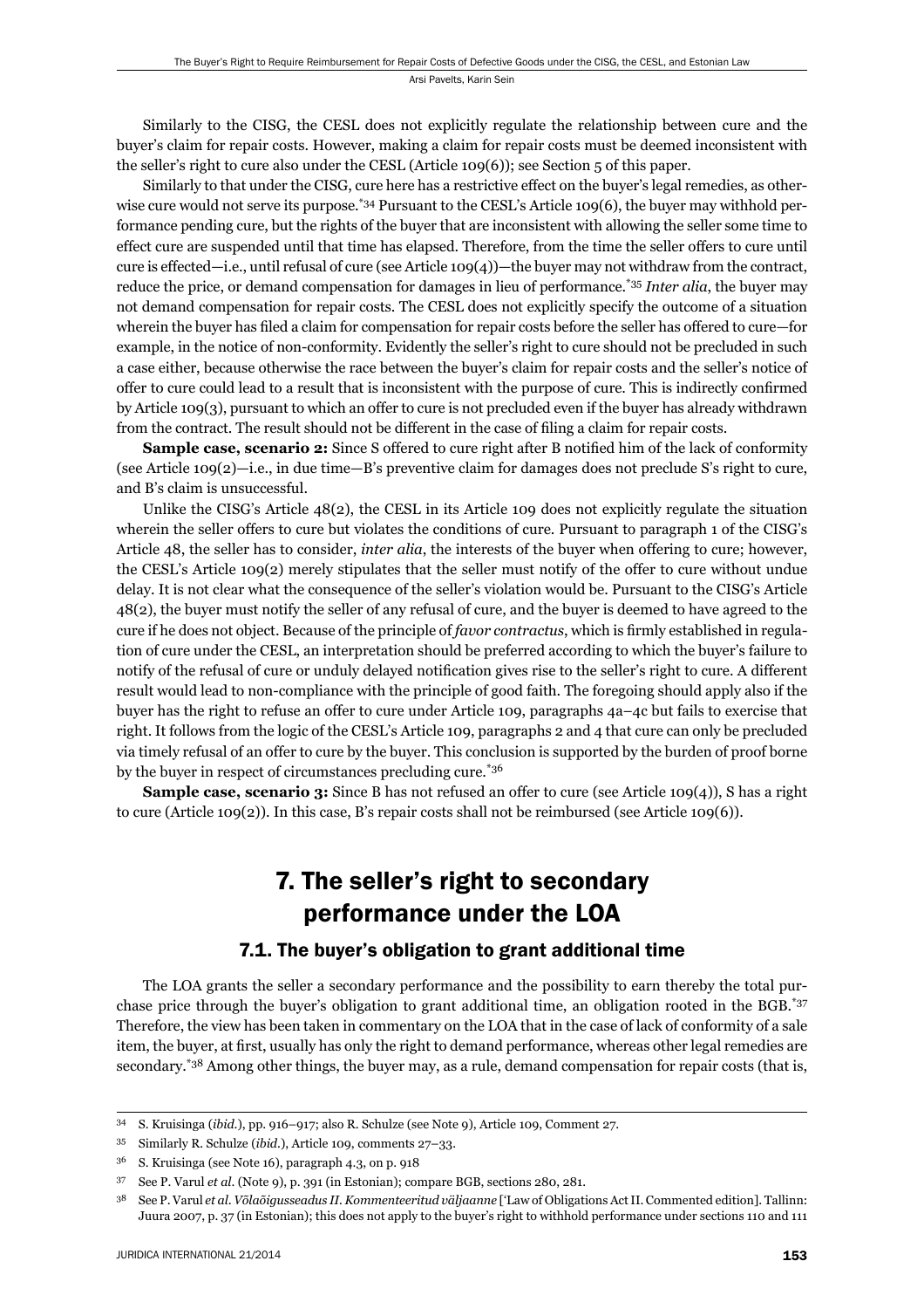Similarly to the CISG, the CESL does not explicitly regulate the relationship between cure and the buyer's claim for repair costs. However, making a claim for repair costs must be deemed inconsistent with the seller's right to cure also under the CESL (Article 109(6)); see Section 5 of this paper.

Similarly to that under the CISG, cure here has a restrictive effect on the buyer's legal remedies, as otherwise cure would not serve its purpose.[34] Pursuant to the CESL's Article 109(6), the buyer may withhold performance pending cure, but the rights of the buyer that are inconsistent with allowing the seller some time to effect cure are suspended until that time has elapsed. Therefore, from the time the seller offers to cure until cure is effected—i.e., until refusal of cure (see Article 109(4))—the buyer may not withdraw from the contract, reduce the price, or demand compensation for damages in lieu of performance.[35] *Inter alia*, the buyer may not demand compensation for repair costs. The CESL does not explicitly specify the outcome of a situation wherein the buyer has filed a claim for compensation for repair costs before the seller has offered to cure—for example, in the notice of non-conformity. Evidently the seller's right to cure should not be precluded in such a case either, because otherwise the race between the buyer's claim for repair costs and the seller's notice of offer to cure could lead to a result that is inconsistent with the purpose of cure. This is indirectly confirmed by Article 109(3), pursuant to which an offer to cure is not precluded even if the buyer has already withdrawn from the contract. The result should not be different in the case of filing a claim for repair costs.

**Sample case, scenario 2:** Since S offered to cure right after B notified him of the lack of conformity (see Article 109(2)—i.e., in due time—B's preventive claim for damages does not preclude S's right to cure, and B's claim is unsuccessful.

Unlike the CISG's Article 48(2), the CESL in its Article 109 does not explicitly regulate the situation wherein the seller offers to cure but violates the conditions of cure. Pursuant to paragraph 1 of the CISG's Article 48, the seller has to consider, *inter alia*, the interests of the buyer when offering to cure; however, the CESL's Article 109(2) merely stipulates that the seller must notify of the offer to cure without undue delay. It is not clear what the consequence of the seller's violation would be. Pursuant to the CISG's Article 48(2), the buyer must notify the seller of any refusal of cure, and the buyer is deemed to have agreed to the cure if he does not object. Because of the principle of *favor contractus*, which is firmly established in regulation of cure under the CESL, an interpretation should be preferred according to which the buyer's failure to notify of the refusal of cure or unduly delayed notification gives rise to the seller's right to cure. A different result would lead to non-compliance with the principle of good faith. The foregoing should apply also if the buyer has the right to refuse an offer to cure under Article 109, paragraphs 4a–4c but fails to exercise that right. It follows from the logic of the CESL's Article 109, paragraphs 2 and 4 that cure can only be precluded via timely refusal of an offer to cure by the buyer. This conclusion is supported by the burden of proof borne by the buyer in respect of circumstances precluding cure.[36]

**Sample case, scenario 3:** Since B has not refused an offer to cure (see Article 109(4)), S has a right to cure (Article 109(2)). In this case, B's repair costs shall not be reimbursed (see Article 109(6)).

## 7. The seller's right to secondary performance under the LOA

### 7.1. The buyer's obligation to grant additional time

The LOA grants the seller a secondary performance and the possibility to earn thereby the total purchase price through the buyer's obligation to grant additional time, an obligation rooted in the BGB.[37] Therefore, the view has been taken in commentary on the LOA that in the case of lack of conformity of a sale item, the buyer, at first, usually has only the right to demand performance, whereas other legal remedies are secondary.[38] Among other things, the buyer may, as a rule, demand compensation for repair costs (that is,

---

34 S. Kruisinga (*ibid.*), pp. 916–917; also R. Schulze (see Note 9), Article 109, Comment 27.

35 Similarly R. Schulze (*ibid.*), Article 109, comments 27–33.

36 S. Kruisinga (see Note 16), paragraph 4.3, on p. 918

37 See P. Varul *et al.* (Note 9), p. 391 (in Estonian); compare BGB, sections 280, 281.

38 See P. Varul *et al. Võlaõigusseadus II. Kommenteeritud väljaanne* ['Law of Obligations Act II. Commented edition]. Tallinn: Juura 2007, p. 37 (in Estonian); this does not apply to the buyer's right to withhold performance under sections 110 and 111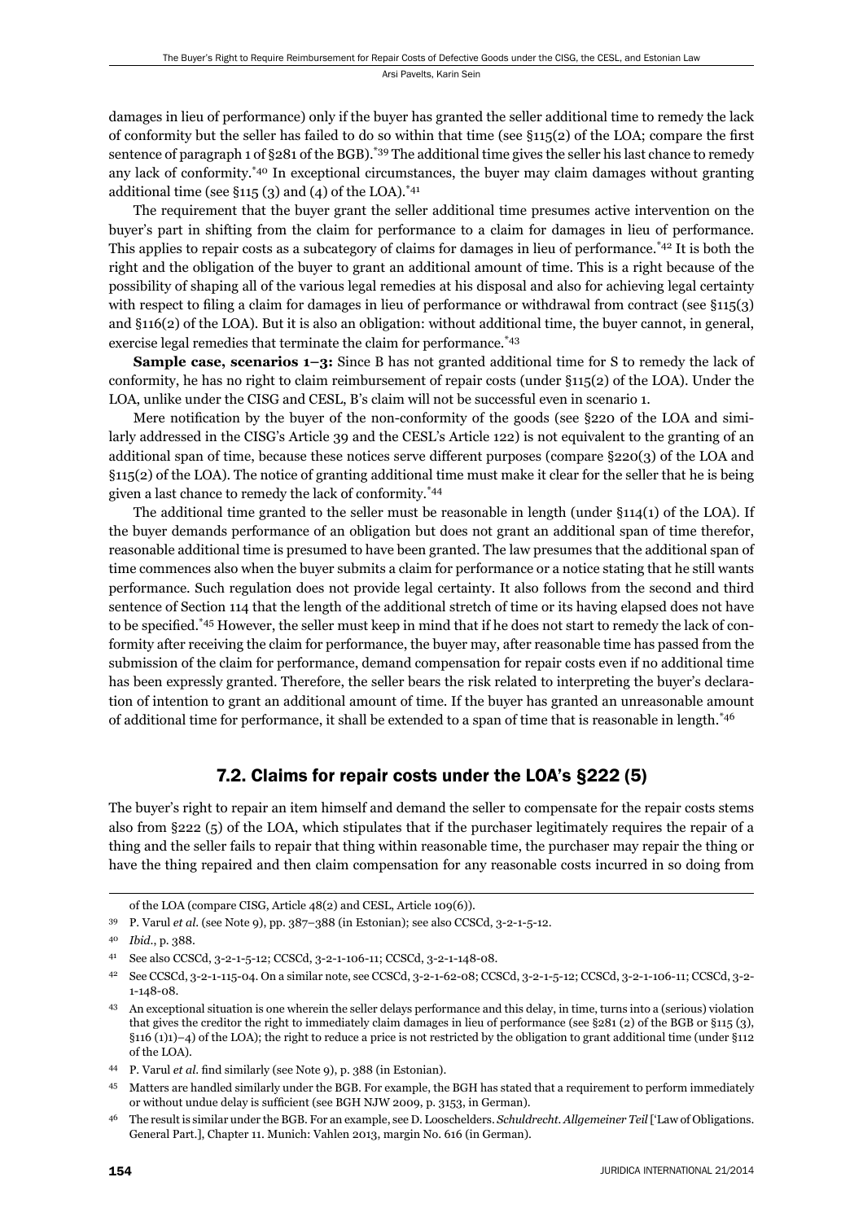damages in lieu of performance) only if the buyer has granted the seller additional time to remedy the lack of conformity but the seller has failed to do so within that time (see §115(2) of the LOA; compare the first sentence of paragraph 1 of §281 of the BGB).[*39] The additional time gives the seller his last chance to remedy any lack of conformity.[*40] In exceptional circumstances, the buyer may claim damages without granting additional time (see §115 (3) and (4) of the LOA).[*41]

The requirement that the buyer grant the seller additional time presumes active intervention on the buyer's part in shifting from the claim for performance to a claim for damages in lieu of performance. This applies to repair costs as a subcategory of claims for damages in lieu of performance.[*42] It is both the right and the obligation of the buyer to grant an additional amount of time. This is a right because of the possibility of shaping all of the various legal remedies at his disposal and also for achieving legal certainty with respect to filing a claim for damages in lieu of performance or withdrawal from contract (see §115(3) and §116(2) of the LOA). But it is also an obligation: without additional time, the buyer cannot, in general, exercise legal remedies that terminate the claim for performance.[*43]

**Sample case, scenarios 1–3:** Since B has not granted additional time for S to remedy the lack of conformity, he has no right to claim reimbursement of repair costs (under §115(2) of the LOA). Under the LOA, unlike under the CISG and CESL, B's claim will not be successful even in scenario 1.

Mere notification by the buyer of the non-conformity of the goods (see §220 of the LOA and similarly addressed in the CISG's Article 39 and the CESL's Article 122) is not equivalent to the granting of an additional span of time, because these notices serve different purposes (compare §220(3) of the LOA and §115(2) of the LOA). The notice of granting additional time must make it clear for the seller that he is being given a last chance to remedy the lack of conformity.[*44]

The additional time granted to the seller must be reasonable in length (under §114(1) of the LOA). If the buyer demands performance of an obligation but does not grant an additional span of time therefor, reasonable additional time is presumed to have been granted. The law presumes that the additional span of time commences also when the buyer submits a claim for performance or a notice stating that he still wants performance. Such regulation does not provide legal certainty. It also follows from the second and third sentence of Section 114 that the length of the additional stretch of time or its having elapsed does not have to be specified.[*45] However, the seller must keep in mind that if he does not start to remedy the lack of conformity after receiving the claim for performance, the buyer may, after reasonable time has passed from the submission of the claim for performance, demand compensation for repair costs even if no additional time has been expressly granted. Therefore, the seller bears the risk related to interpreting the buyer's declaration of intention to grant an additional amount of time. If the buyer has granted an unreasonable amount of additional time for performance, it shall be extended to a span of time that is reasonable in length.[*46]

## 7.2. Claims for repair costs under the LOA's §222 (5)

The buyer's right to repair an item himself and demand the seller to compensate for the repair costs stems also from §222 (5) of the LOA, which stipulates that if the purchaser legitimately requires the repair of a thing and the seller fails to repair that thing within reasonable time, the purchaser may repair the thing or have the thing repaired and then claim compensation for any reasonable costs incurred in so doing from

---

of the LOA (compare CISG, Article 48(2) and CESL, Article 109(6)).

39 P. Varul *et al.* (see Note 9), pp. 387–388 (in Estonian); see also CCSCd, 3-2-1-5-12.

40 *Ibid.*, p. 388.

41 See also CCSCd, 3-2-1-5-12; CCSCd, 3-2-1-106-11; CCSCd, 3-2-1-148-08.

42 See CCSCd, 3-2-1-115-04. On a similar note, see CCSCd, 3-2-1-62-08; CCSCd, 3-2-1-5-12; CCSCd, 3-2-1-106-11; CCSCd, 3-2-1-148-08.

43 An exceptional situation is one wherein the seller delays performance and this delay, in time, turns into a (serious) violation that gives the creditor the right to immediately claim damages in lieu of performance (see §281 (2) of the BGB or §115 (3), §116 (1)1)–4) of the LOA); the right to reduce a price is not restricted by the obligation to grant additional time (under §112 of the LOA).

44 P. Varul *et al.* find similarly (see Note 9), p. 388 (in Estonian).

45 Matters are handled similarly under the BGB. For example, the BGH has stated that a requirement to perform immediately or without undue delay is sufficient (see BGH NJW 2009, p. 3153, in German).

46 The result is similar under the BGB. For an example, see D. Looschelders. *Schuldrecht. Allgemeiner Teil* ['Law of Obligations. General Part.], Chapter 11. Munich: Vahlen 2013, margin No. 616 (in German).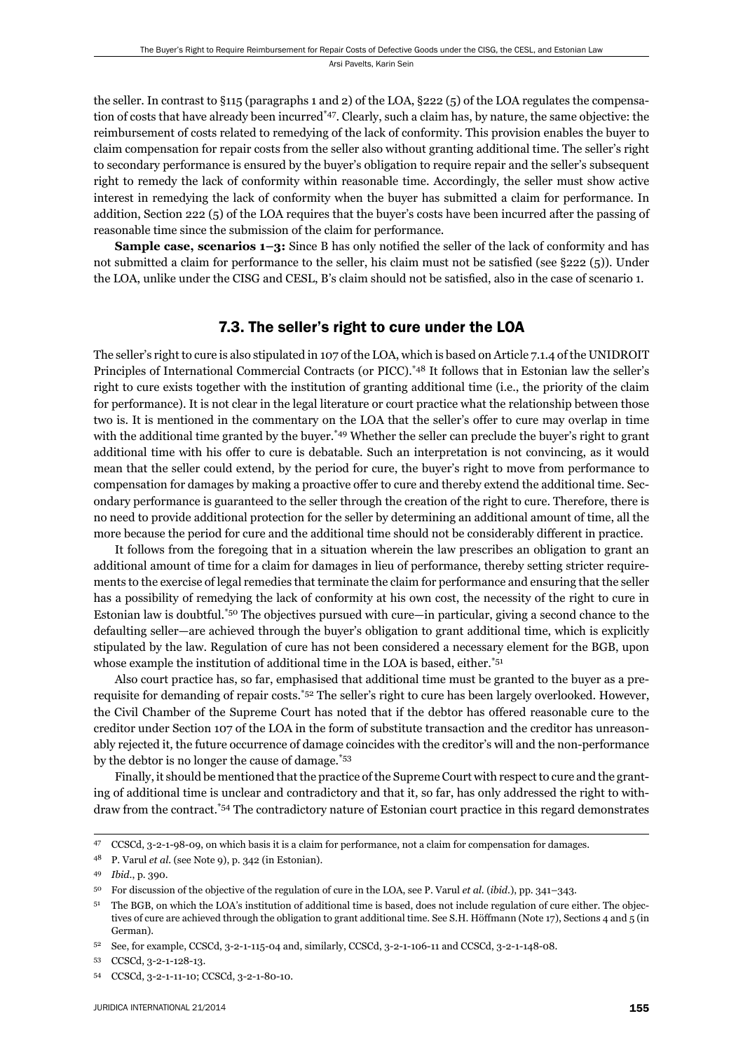the seller. In contrast to §115 (paragraphs 1 and 2) of the LOA, §222 (5) of the LOA regulates the compensation of costs that have already been incurred[*47]. Clearly, such a claim has, by nature, the same objective: the reimbursement of costs related to remedying of the lack of conformity. This provision enables the buyer to claim compensation for repair costs from the seller also without granting additional time. The seller's right to secondary performance is ensured by the buyer's obligation to require repair and the seller's subsequent right to remedy the lack of conformity within reasonable time. Accordingly, the seller must show active interest in remedying the lack of conformity when the buyer has submitted a claim for performance. In addition, Section 222 (5) of the LOA requires that the buyer's costs have been incurred after the passing of reasonable time since the submission of the claim for performance.

**Sample case, scenarios 1–3:** Since B has only notified the seller of the lack of conformity and has not submitted a claim for performance to the seller, his claim must not be satisfied (see §222 (5)). Under the LOA, unlike under the CISG and CESL, B's claim should not be satisfied, also in the case of scenario 1.

## 7.3. The seller's right to cure under the LOA

The seller's right to cure is also stipulated in 107 of the LOA, which is based on Article 7.1.4 of the UNIDROIT Principles of International Commercial Contracts (or PICC).[*48] It follows that in Estonian law the seller's right to cure exists together with the institution of granting additional time (i.e., the priority of the claim for performance). It is not clear in the legal literature or court practice what the relationship between those two is. It is mentioned in the commentary on the LOA that the seller's offer to cure may overlap in time with the additional time granted by the buyer.[*49] Whether the seller can preclude the buyer's right to grant additional time with his offer to cure is debatable. Such an interpretation is not convincing, as it would mean that the seller could extend, by the period for cure, the buyer's right to move from performance to compensation for damages by making a proactive offer to cure and thereby extend the additional time. Secondary performance is guaranteed to the seller through the creation of the right to cure. Therefore, there is no need to provide additional protection for the seller by determining an additional amount of time, all the more because the period for cure and the additional time should not be considerably different in practice.

It follows from the foregoing that in a situation wherein the law prescribes an obligation to grant an additional amount of time for a claim for damages in lieu of performance, thereby setting stricter requirements to the exercise of legal remedies that terminate the claim for performance and ensuring that the seller has a possibility of remedying the lack of conformity at his own cost, the necessity of the right to cure in Estonian law is doubtful.[*50] The objectives pursued with cure—in particular, giving a second chance to the defaulting seller—are achieved through the buyer's obligation to grant additional time, which is explicitly stipulated by the law. Regulation of cure has not been considered a necessary element for the BGB, upon whose example the institution of additional time in the LOA is based, either.[*51]

Also court practice has, so far, emphasised that additional time must be granted to the buyer as a prerequisite for demanding of repair costs.[*52] The seller's right to cure has been largely overlooked. However, the Civil Chamber of the Supreme Court has noted that if the debtor has offered reasonable cure to the creditor under Section 107 of the LOA in the form of substitute transaction and the creditor has unreasonably rejected it, the future occurrence of damage coincides with the creditor's will and the non-performance by the debtor is no longer the cause of damage.[*53]

Finally, it should be mentioned that the practice of the Supreme Court with respect to cure and the granting of additional time is unclear and contradictory and that it, so far, has only addressed the right to withdraw from the contract.[*54] The contradictory nature of Estonian court practice in this regard demonstrates

---

47 CCSCd, 3-2-1-98-09, on which basis it is a claim for performance, not a claim for compensation for damages.

48 P. Varul *et al.* (see Note 9), p. 342 (in Estonian).

49 *Ibid.*, p. 390.

50 For discussion of the objective of the regulation of cure in the LOA, see P. Varul *et al.* (*ibid.*), pp. 341–343.

51 The BGB, on which the LOA's institution of additional time is based, does not include regulation of cure either. The objectives of cure are achieved through the obligation to grant additional time. See S.H. Höffmann (Note 17), Sections 4 and 5 (in German).

52 See, for example, CCSCd, 3-2-1-115-04 and, similarly, CCSCd, 3-2-1-106-11 and CCSCd, 3-2-1-148-08.

53 CCSCd, 3-2-1-128-13.

54 CCSCd, 3-2-1-11-10; CCSCd, 3-2-1-80-10.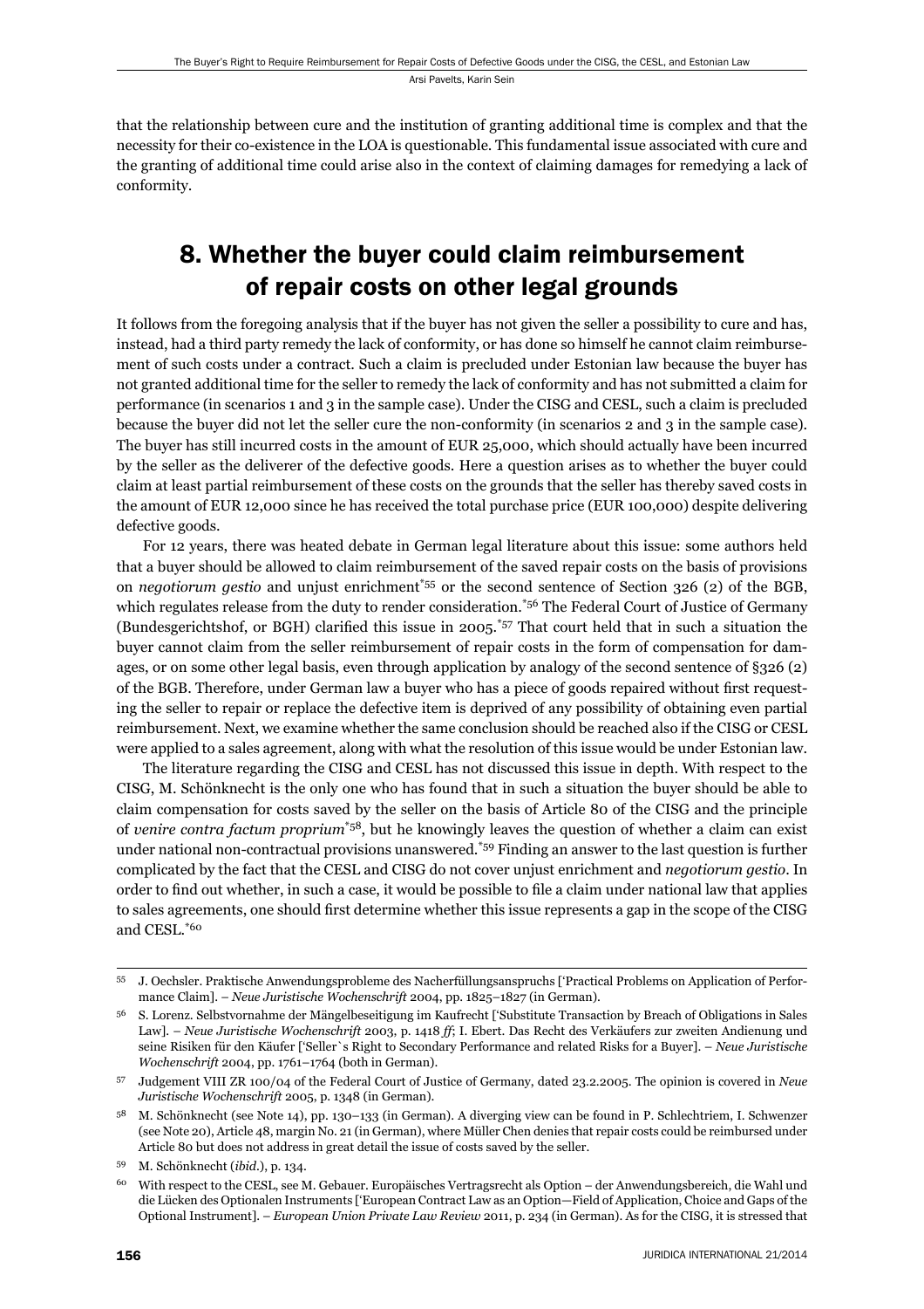that the relationship between cure and the institution of granting additional time is complex and that the necessity for their co-existence in the LOA is questionable. This fundamental issue associated with cure and the granting of additional time could arise also in the context of claiming damages for remedying a lack of conformity.

## 8. Whether the buyer could claim reimbursement of repair costs on other legal grounds

It follows from the foregoing analysis that if the buyer has not given the seller a possibility to cure and has, instead, had a third party remedy the lack of conformity, or has done so himself he cannot claim reimbursement of such costs under a contract. Such a claim is precluded under Estonian law because the buyer has not granted additional time for the seller to remedy the lack of conformity and has not submitted a claim for performance (in scenarios 1 and 3 in the sample case). Under the CISG and CESL, such a claim is precluded because the buyer did not let the seller cure the non-conformity (in scenarios 2 and 3 in the sample case). The buyer has still incurred costs in the amount of EUR 25,000, which should actually have been incurred by the seller as the deliverer of the defective goods. Here a question arises as to whether the buyer could claim at least partial reimbursement of these costs on the grounds that the seller has thereby saved costs in the amount of EUR 12,000 since he has received the total purchase price (EUR 100,000) despite delivering defective goods.

For 12 years, there was heated debate in German legal literature about this issue: some authors held that a buyer should be allowed to claim reimbursement of the saved repair costs on the basis of provisions on *negotiorum gestio* and unjust enrichment[*55] or the second sentence of Section 326 (2) of the BGB, which regulates release from the duty to render consideration.[*56] The Federal Court of Justice of Germany (Bundesgerichtshof, or BGH) clarified this issue in 2005.[*57] That court held that in such a situation the buyer cannot claim from the seller reimbursement of repair costs in the form of compensation for damages, or on some other legal basis, even through application by analogy of the second sentence of §326 (2) of the BGB. Therefore, under German law a buyer who has a piece of goods repaired without first requesting the seller to repair or replace the defective item is deprived of any possibility of obtaining even partial reimbursement. Next, we examine whether the same conclusion should be reached also if the CISG or CESL were applied to a sales agreement, along with what the resolution of this issue would be under Estonian law.

The literature regarding the CISG and CESL has not discussed this issue in depth. With respect to the CISG, M. Schönknecht is the only one who has found that in such a situation the buyer should be able to claim compensation for costs saved by the seller on the basis of Article 80 of the CISG and the principle of *venire contra factum proprium*[*58], but he knowingly leaves the question of whether a claim can exist under national non-contractual provisions unanswered.[*59] Finding an answer to the last question is further complicated by the fact that the CESL and CISG do not cover unjust enrichment and *negotiorum gestio*. In order to find out whether, in such a case, it would be possible to file a claim under national law that applies to sales agreements, one should first determine whether this issue represents a gap in the scope of the CISG and CESL.[*60]

---

55 J. Oechsler. Praktische Anwendungsprobleme des Nacherfüllungsanspruchs ['Practical Problems on Application of Performance Claim]. – *Neue Juristische Wochenschrift* 2004, pp. 1825–1827 (in German).

56 S. Lorenz. Selbstvornahme der Mängelbeseitigung im Kaufrecht ['Substitute Transaction by Breach of Obligations in Sales Law']. – *Neue Juristische Wochenschrift* 2003, p. 1418 *ff*; I. Ebert. Das Recht des Verkäufers zur zweiten Andienung und seine Risiken für den Käufer ['Seller`s Right to Secondary Performance and related Risks for a Buyer']. – *Neue Juristische Wochenschrift* 2004, pp. 1761–1764 (both in German).

57 Judgement VIII ZR 100/04 of the Federal Court of Justice of Germany, dated 23.2.2005. The opinion is covered in *Neue Juristische Wochenschrift* 2005, p. 1348 (in German).

58 M. Schönknecht (see Note 14), pp. 130–133 (in German). A diverging view can be found in P. Schlechtriem, I. Schwenzer (see Note 20), Article 48, margin No. 21 (in German), where Müller Chen denies that repair costs could be reimbursed under Article 80 but does not address in great detail the issue of costs saved by the seller.

59 M. Schönknecht (*ibid.*), p. 134.

60 With respect to the CESL, see M. Gebauer. Europäisches Vertragsrecht als Option – der Anwendungsbereich, die Wahl und die Lücken des Optionalen Instruments ['European Contract Law as an Option—Field of Application, Choice and Gaps of the Optional Instrument]. – *European Union Private Law Review* 2011, p. 234 (in German). As for the CISG, it is stressed that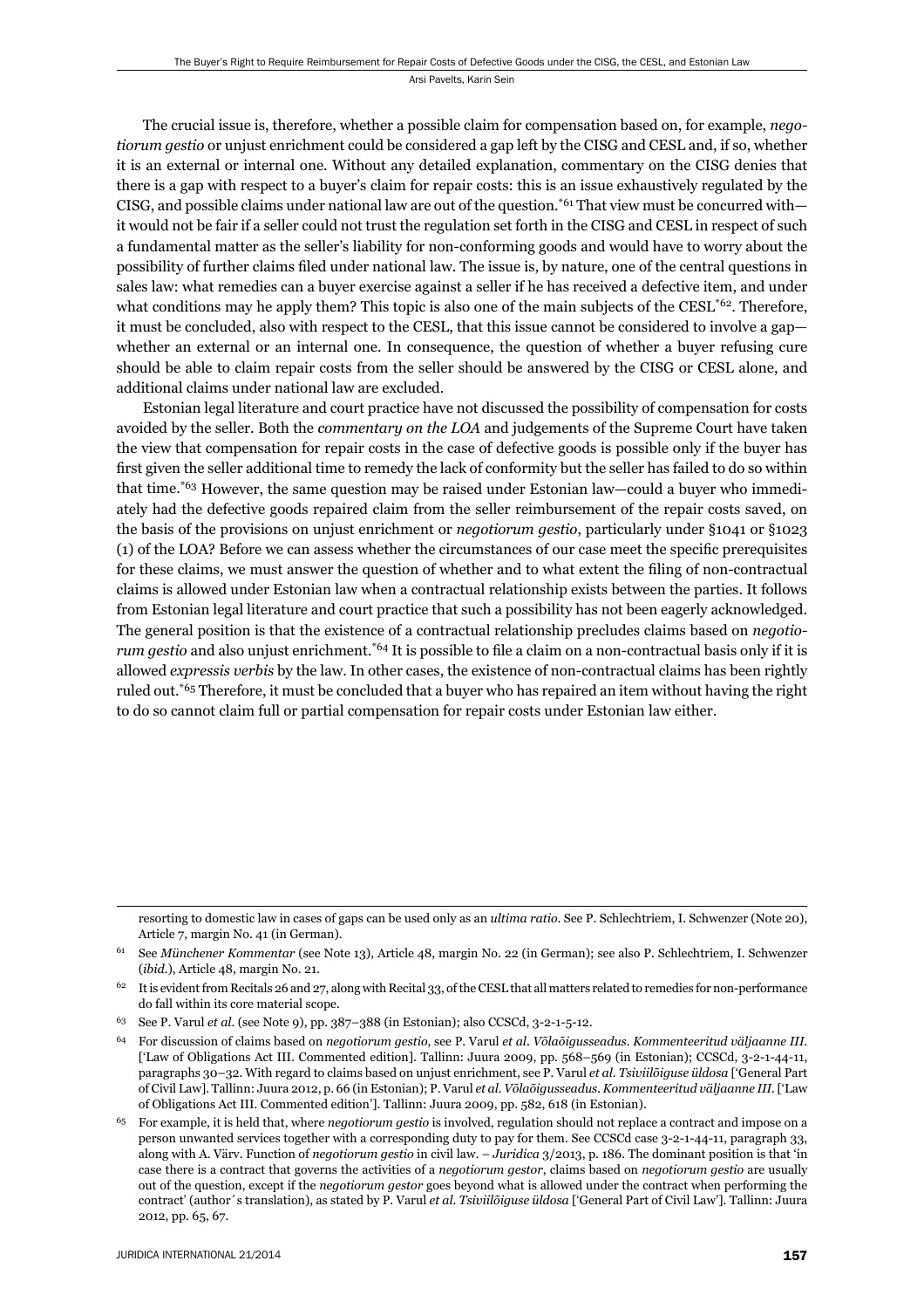The crucial issue is, therefore, whether a possible claim for compensation based on, for example, *negotiorum gestio* or unjust enrichment could be considered a gap left by the CISG and CESL and, if so, whether it is an external or internal one. Without any detailed explanation, commentary on the CISG denies that there is a gap with respect to a buyer's claim for repair costs: this is an issue exhaustively regulated by the CISG, and possible claims under national law are out of the question.[*61] That view must be concurred with—it would not be fair if a seller could not trust the regulation set forth in the CISG and CESL in respect of such a fundamental matter as the seller's liability for non-conforming goods and would have to worry about the possibility of further claims filed under national law. The issue is, by nature, one of the central questions in sales law: what remedies can a buyer exercise against a seller if he has received a defective item, and under what conditions may he apply them? This topic is also one of the main subjects of the CESL[*62]. Therefore, it must be concluded, also with respect to the CESL, that this issue cannot be considered to involve a gap—whether an external or an internal one. In consequence, the question of whether a buyer refusing cure should be able to claim repair costs from the seller should be answered by the CISG or CESL alone, and additional claims under national law are excluded.

Estonian legal literature and court practice have not discussed the possibility of compensation for costs avoided by the seller. Both the *commentary on the LOA* and judgements of the Supreme Court have taken the view that compensation for repair costs in the case of defective goods is possible only if the buyer has first given the seller additional time to remedy the lack of conformity but the seller has failed to do so within that time.[*63] However, the same question may be raised under Estonian law—could a buyer who immediately had the defective goods repaired claim from the seller reimbursement of the repair costs saved, on the basis of the provisions on unjust enrichment or *negotiorum gestio*, particularly under §1041 or §1023 (1) of the LOA? Before we can assess whether the circumstances of our case meet the specific prerequisites for these claims, we must answer the question of whether and to what extent the filing of non-contractual claims is allowed under Estonian law when a contractual relationship exists between the parties. It follows from Estonian legal literature and court practice that such a possibility has not been eagerly acknowledged. The general position is that the existence of a contractual relationship precludes claims based on *negotiorum gestio* and also unjust enrichment.[*64] It is possible to file a claim on a non-contractual basis only if it is allowed *expressis verbis* by the law. In other cases, the existence of non-contractual claims has been rightly ruled out.[*65] Therefore, it must be concluded that a buyer who has repaired an item without having the right to do so cannot claim full or partial compensation for repair costs under Estonian law either.

---

resorting to domestic law in cases of gaps can be used only as an *ultima ratio*. See P. Schlechtriem, I. Schwenzer (Note 20), Article 7, margin No. 41 (in German).

61 See *Münchener Kommentar* (see Note 13), Article 48, margin No. 22 (in German); see also P. Schlechtriem, I. Schwenzer (*ibid.*), Article 48, margin No. 21.

62 It is evident from Recitals 26 and 27, along with Recital 33, of the CESL that all matters related to remedies for non-performance do fall within its core material scope.

63 See P. Varul *et al.* (see Note 9), pp. 387–388 (in Estonian); also CCSCd, 3-2-1-5-12.

64 For discussion of claims based on *negotiorum gestio*, see P. Varul *et al. Võlaõigusseadus. Kommenteeritud väljaanne III*. ['Law of Obligations Act III. Commented edition]. Tallinn: Juura 2009, pp. 568–569 (in Estonian); CCSCd, 3-2-1-44-11, paragraphs 30–32. With regard to claims based on unjust enrichment, see P. Varul *et al. Tsiviilõiguse üldosa* ['General Part of Civil Law]. Tallinn: Juura 2012, p. 66 (in Estonian); P. Varul *et al. Võlaõigusseadus. Kommenteeritud väljaanne III*. ['Law of Obligations Act III. Commented edition']. Tallinn: Juura 2009, pp. 582, 618 (in Estonian).

65 For example, it is held that, where *negotiorum gestio* is involved, regulation should not replace a contract and impose on a person unwanted services together with a corresponding duty to pay for them. See CCSCd case 3-2-1-44-11, paragraph 33, along with A. Värv. Function of *negotiorum gestio* in civil law. – *Juridica* 3/2013, p. 186. The dominant position is that 'in case there is a contract that governs the activities of a *negotiorum gestor*, claims based on *negotiorum gestio* are usually out of the question, except if the *negotiorum gestor* goes beyond what is allowed under the contract when performing the contract' (author´s translation), as stated by P. Varul *et al. Tsiviilõiguse üldosa* ['General Part of Civil Law']. Tallinn: Juura 2012, pp. 65, 67.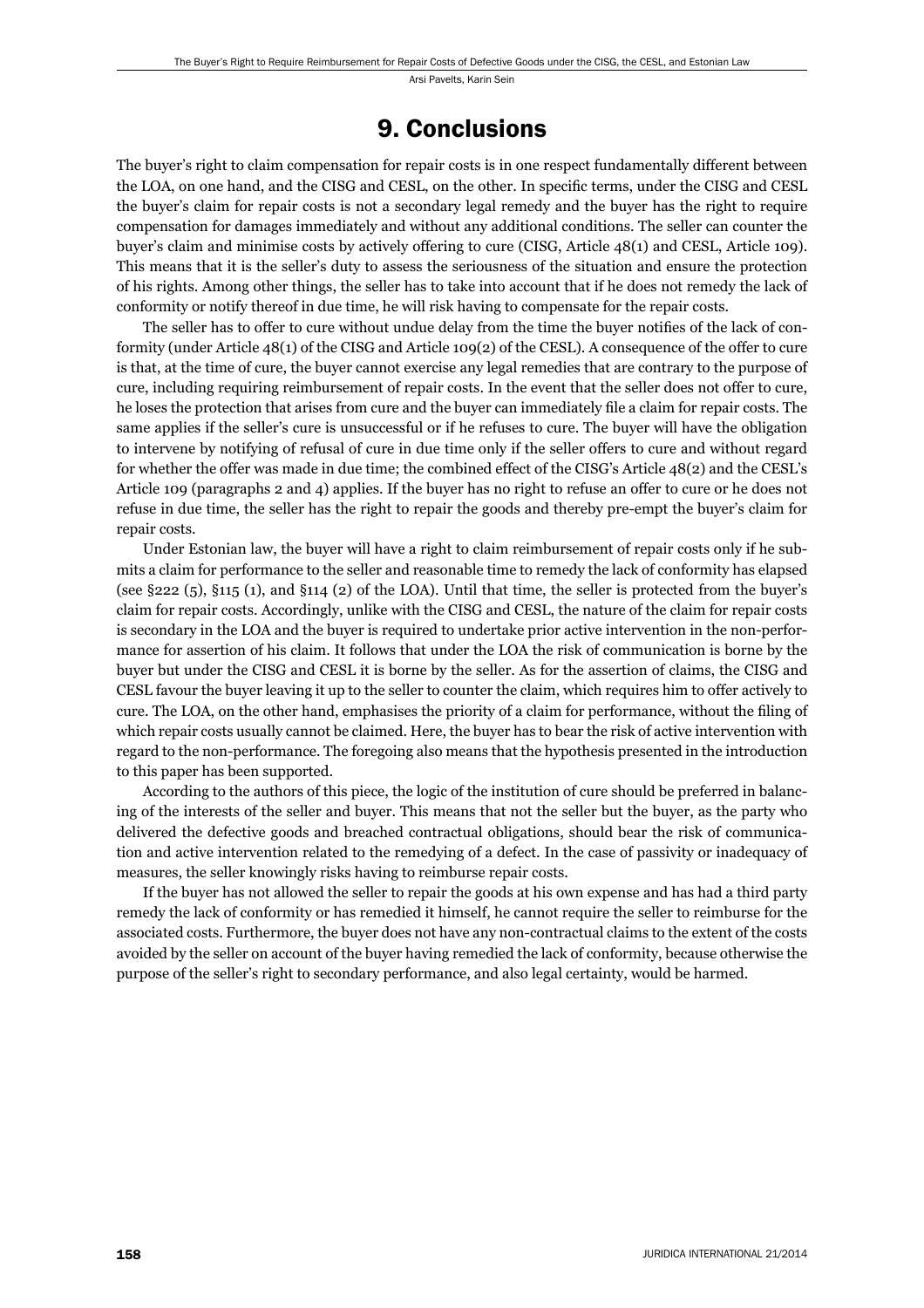# 9. Conclusions

The buyer's right to claim compensation for repair costs is in one respect fundamentally different between the LOA, on one hand, and the CISG and CESL, on the other. In specific terms, under the CISG and CESL the buyer's claim for repair costs is not a secondary legal remedy and the buyer has the right to require compensation for damages immediately and without any additional conditions. The seller can counter the buyer's claim and minimise costs by actively offering to cure (CISG, Article 48(1) and CESL, Article 109). This means that it is the seller's duty to assess the seriousness of the situation and ensure the protection of his rights. Among other things, the seller has to take into account that if he does not remedy the lack of conformity or notify thereof in due time, he will risk having to compensate for the repair costs.

The seller has to offer to cure without undue delay from the time the buyer notifies of the lack of conformity (under Article 48(1) of the CISG and Article 109(2) of the CESL). A consequence of the offer to cure is that, at the time of cure, the buyer cannot exercise any legal remedies that are contrary to the purpose of cure, including requiring reimbursement of repair costs. In the event that the seller does not offer to cure, he loses the protection that arises from cure and the buyer can immediately file a claim for repair costs. The same applies if the seller's cure is unsuccessful or if he refuses to cure. The buyer will have the obligation to intervene by notifying of refusal of cure in due time only if the seller offers to cure and without regard for whether the offer was made in due time; the combined effect of the CISG's Article 48(2) and the CESL's Article 109 (paragraphs 2 and 4) applies. If the buyer has no right to refuse an offer to cure or he does not refuse in due time, the seller has the right to repair the goods and thereby pre-empt the buyer's claim for repair costs.

Under Estonian law, the buyer will have a right to claim reimbursement of repair costs only if he submits a claim for performance to the seller and reasonable time to remedy the lack of conformity has elapsed (see §222 (5), §115 (1), and §114 (2) of the LOA). Until that time, the seller is protected from the buyer's claim for repair costs. Accordingly, unlike with the CISG and CESL, the nature of the claim for repair costs is secondary in the LOA and the buyer is required to undertake prior active intervention in the non-performance for assertion of his claim. It follows that under the LOA the risk of communication is borne by the buyer but under the CISG and CESL it is borne by the seller. As for the assertion of claims, the CISG and CESL favour the buyer leaving it up to the seller to counter the claim, which requires him to offer actively to cure. The LOA, on the other hand, emphasises the priority of a claim for performance, without the filing of which repair costs usually cannot be claimed. Here, the buyer has to bear the risk of active intervention with regard to the non-performance. The foregoing also means that the hypothesis presented in the introduction to this paper has been supported.

According to the authors of this piece, the logic of the institution of cure should be preferred in balancing of the interests of the seller and buyer. This means that not the seller but the buyer, as the party who delivered the defective goods and breached contractual obligations, should bear the risk of communication and active intervention related to the remedying of a defect. In the case of passivity or inadequacy of measures, the seller knowingly risks having to reimburse repair costs.

If the buyer has not allowed the seller to repair the goods at his own expense and has had a third party remedy the lack of conformity or has remedied it himself, he cannot require the seller to reimburse for the associated costs. Furthermore, the buyer does not have any non-contractual claims to the extent of the costs avoided by the seller on account of the buyer having remedied the lack of conformity, because otherwise the purpose of the seller's right to secondary performance, and also legal certainty, would be harmed.